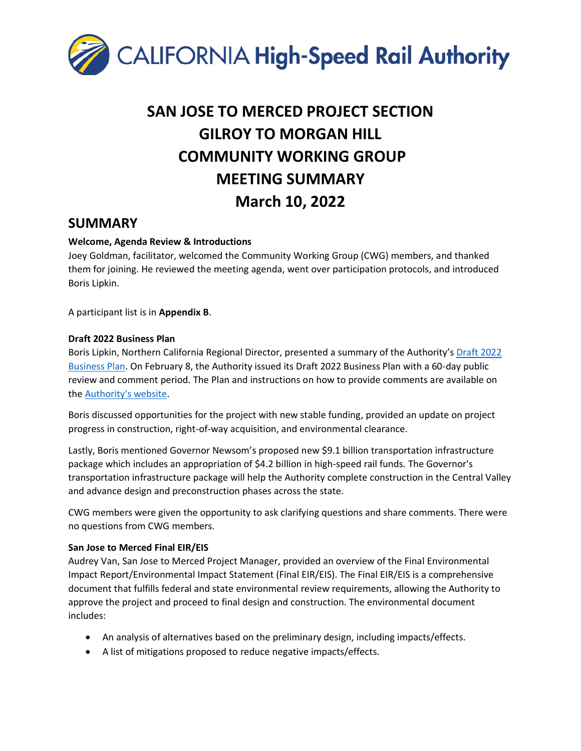CALIFORNIA High-Speed Rail Authority

# SAN JOSE TO MERCED PROJECT SECTION
# GILROY TO MORGAN HILL
# COMMUNITY WORKING GROUP
# MEETING SUMMARY
# March 10, 2022

## SUMMARY

**Welcome, Agenda Review & Introductions**

Joey Goldman, facilitator, welcomed the Community Working Group (CWG) members, and thanked them for joining. He reviewed the meeting agenda, went over participation protocols, and introduced Boris Lipkin.

A participant list is in **Appendix B**.

**Draft 2022 Business Plan**

Boris Lipkin, Northern California Regional Director, presented a summary of the Authority's Draft 2022 Business Plan. On February 8, the Authority issued its Draft 2022 Business Plan with a 60-day public review and comment period. The Plan and instructions on how to provide comments are available on the Authority's website.

Boris discussed opportunities for the project with new stable funding, provided an update on project progress in construction, right-of-way acquisition, and environmental clearance.

Lastly, Boris mentioned Governor Newsom's proposed new $9.1 billion transportation infrastructure package which includes an appropriation of $4.2 billion in high-speed rail funds. The Governor's transportation infrastructure package will help the Authority complete construction in the Central Valley and advance design and preconstruction phases across the state.

CWG members were given the opportunity to ask clarifying questions and share comments. There were no questions from CWG members.

**San Jose to Merced Final EIR/EIS**

Audrey Van, San Jose to Merced Project Manager, provided an overview of the Final Environmental Impact Report/Environmental Impact Statement (Final EIR/EIS). The Final EIR/EIS is a comprehensive document that fulfills federal and state environmental review requirements, allowing the Authority to approve the project and proceed to final design and construction. The environmental document includes:

- An analysis of alternatives based on the preliminary design, including impacts/effects.
- A list of mitigations proposed to reduce negative impacts/effects.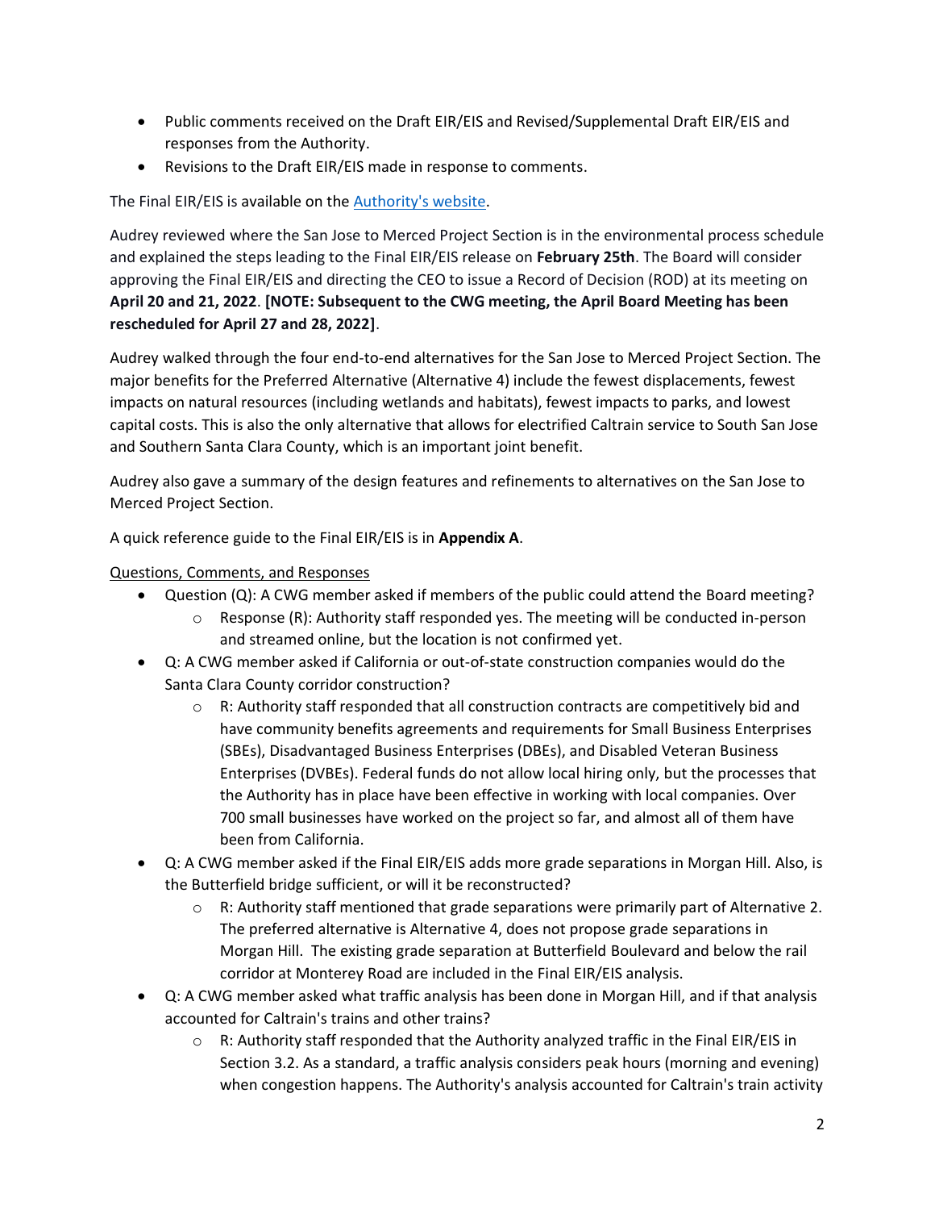- Public comments received on the Draft EIR/EIS and Revised/Supplemental Draft EIR/EIS and responses from the Authority.
- Revisions to the Draft EIR/EIS made in response to comments.

The Final EIR/EIS is available on the [Authority's website](#).

Audrey reviewed where the San Jose to Merced Project Section is in the environmental process schedule and explained the steps leading to the Final EIR/EIS release on **February 25th**. The Board will consider approving the Final EIR/EIS and directing the CEO to issue a Record of Decision (ROD) at its meeting on **April 20 and 21, 2022**. **[NOTE: Subsequent to the CWG meeting, the April Board Meeting has been rescheduled for April 27 and 28, 2022]**.

Audrey walked through the four end-to-end alternatives for the San Jose to Merced Project Section. The major benefits for the Preferred Alternative (Alternative 4) include the fewest displacements, fewest impacts on natural resources (including wetlands and habitats), fewest impacts to parks, and lowest capital costs. This is also the only alternative that allows for electrified Caltrain service to South San Jose and Southern Santa Clara County, which is an important joint benefit.

Audrey also gave a summary of the design features and refinements to alternatives on the San Jose to Merced Project Section.

A quick reference guide to the Final EIR/EIS is in **Appendix A**.

<u>Questions, Comments, and Responses</u>

- Question (Q): A CWG member asked if members of the public could attend the Board meeting?
  - Response (R): Authority staff responded yes. The meeting will be conducted in-person and streamed online, but the location is not confirmed yet.
- Q: A CWG member asked if California or out-of-state construction companies would do the Santa Clara County corridor construction?
  - R: Authority staff responded that all construction contracts are competitively bid and have community benefits agreements and requirements for Small Business Enterprises (SBEs), Disadvantaged Business Enterprises (DBEs), and Disabled Veteran Business Enterprises (DVBEs). Federal funds do not allow local hiring only, but the processes that the Authority has in place have been effective in working with local companies. Over 700 small businesses have worked on the project so far, and almost all of them have been from California.
- Q: A CWG member asked if the Final EIR/EIS adds more grade separations in Morgan Hill. Also, is the Butterfield bridge sufficient, or will it be reconstructed?
  - R: Authority staff mentioned that grade separations were primarily part of Alternative 2. The preferred alternative is Alternative 4, does not propose grade separations in Morgan Hill. The existing grade separation at Butterfield Boulevard and below the rail corridor at Monterey Road are included in the Final EIR/EIS analysis.
- Q: A CWG member asked what traffic analysis has been done in Morgan Hill, and if that analysis accounted for Caltrain's trains and other trains?
  - R: Authority staff responded that the Authority analyzed traffic in the Final EIR/EIS in Section 3.2. As a standard, a traffic analysis considers peak hours (morning and evening) when congestion happens. The Authority's analysis accounted for Caltrain's train activity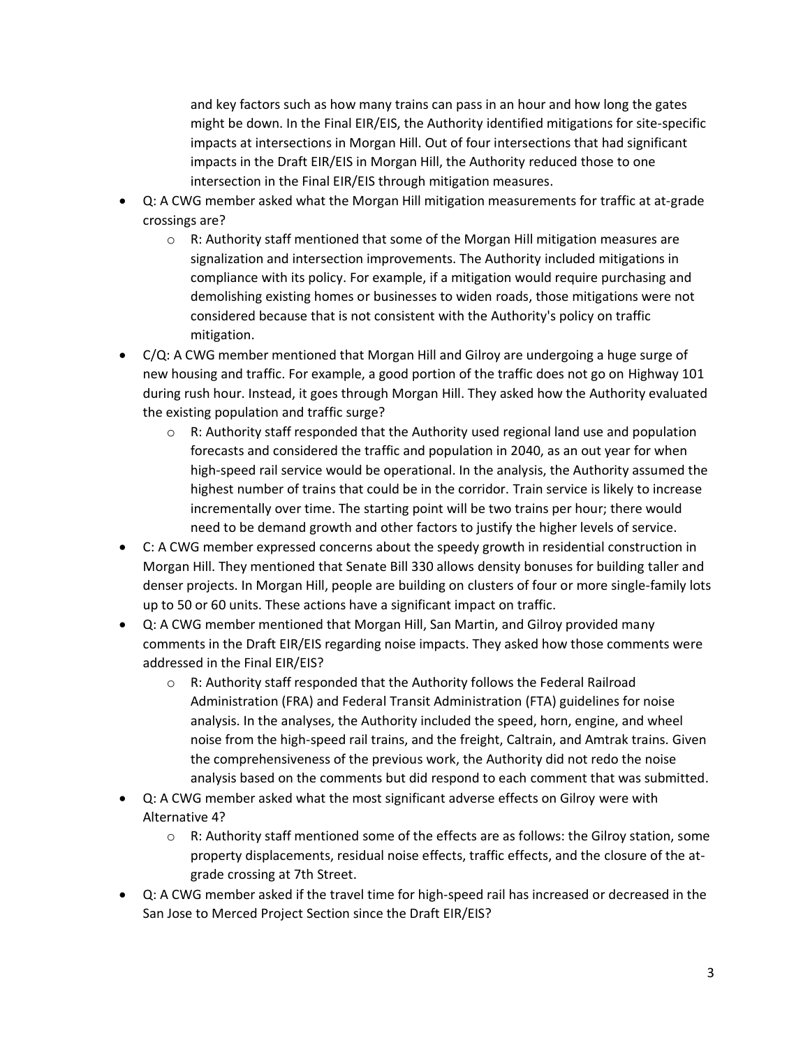and key factors such as how many trains can pass in an hour and how long the gates might be down. In the Final EIR/EIS, the Authority identified mitigations for site-specific impacts at intersections in Morgan Hill. Out of four intersections that had significant impacts in the Draft EIR/EIS in Morgan Hill, the Authority reduced those to one intersection in the Final EIR/EIS through mitigation measures.

- Q: A CWG member asked what the Morgan Hill mitigation measurements for traffic at at-grade crossings are?
    - R: Authority staff mentioned that some of the Morgan Hill mitigation measures are signalization and intersection improvements. The Authority included mitigations in compliance with its policy. For example, if a mitigation would require purchasing and demolishing existing homes or businesses to widen roads, those mitigations were not considered because that is not consistent with the Authority's policy on traffic mitigation.
- C/Q: A CWG member mentioned that Morgan Hill and Gilroy are undergoing a huge surge of new housing and traffic. For example, a good portion of the traffic does not go on Highway 101 during rush hour. Instead, it goes through Morgan Hill. They asked how the Authority evaluated the existing population and traffic surge?
    - R: Authority staff responded that the Authority used regional land use and population forecasts and considered the traffic and population in 2040, as an out year for when high-speed rail service would be operational. In the analysis, the Authority assumed the highest number of trains that could be in the corridor. Train service is likely to increase incrementally over time. The starting point will be two trains per hour; there would need to be demand growth and other factors to justify the higher levels of service.
- C: A CWG member expressed concerns about the speedy growth in residential construction in Morgan Hill. They mentioned that Senate Bill 330 allows density bonuses for building taller and denser projects. In Morgan Hill, people are building on clusters of four or more single-family lots up to 50 or 60 units. These actions have a significant impact on traffic.
- Q: A CWG member mentioned that Morgan Hill, San Martin, and Gilroy provided many comments in the Draft EIR/EIS regarding noise impacts. They asked how those comments were addressed in the Final EIR/EIS?
    - R: Authority staff responded that the Authority follows the Federal Railroad Administration (FRA) and Federal Transit Administration (FTA) guidelines for noise analysis. In the analyses, the Authority included the speed, horn, engine, and wheel noise from the high-speed rail trains, and the freight, Caltrain, and Amtrak trains. Given the comprehensiveness of the previous work, the Authority did not redo the noise analysis based on the comments but did respond to each comment that was submitted.
- Q: A CWG member asked what the most significant adverse effects on Gilroy were with Alternative 4?
    - R: Authority staff mentioned some of the effects are as follows: the Gilroy station, some property displacements, residual noise effects, traffic effects, and the closure of the at-grade crossing at 7th Street.
- Q: A CWG member asked if the travel time for high-speed rail has increased or decreased in the San Jose to Merced Project Section since the Draft EIR/EIS?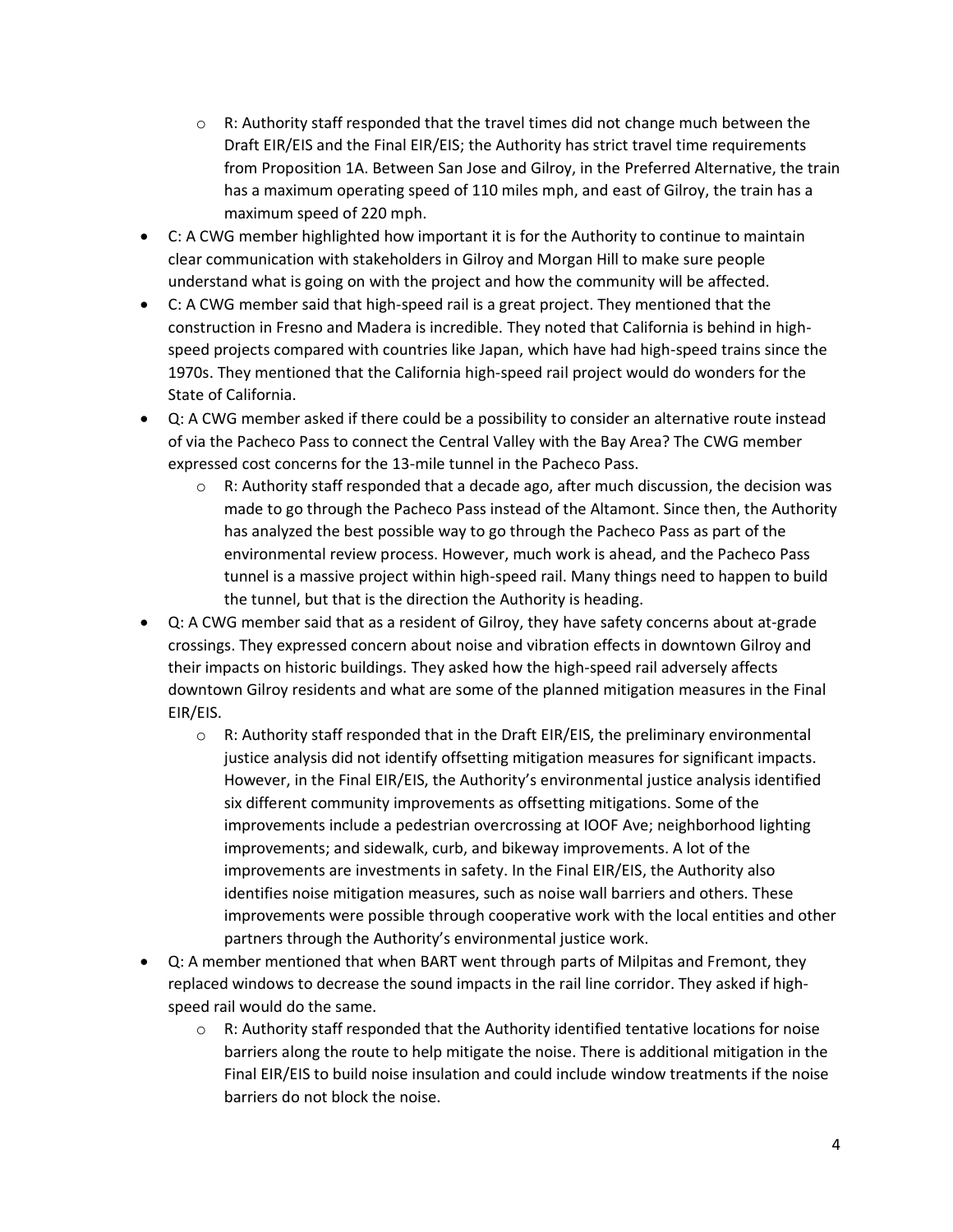- R: Authority staff responded that the travel times did not change much between the Draft EIR/EIS and the Final EIR/EIS; the Authority has strict travel time requirements from Proposition 1A. Between San Jose and Gilroy, in the Preferred Alternative, the train has a maximum operating speed of 110 miles mph, and east of Gilroy, the train has a maximum speed of 220 mph.
- C: A CWG member highlighted how important it is for the Authority to continue to maintain clear communication with stakeholders in Gilroy and Morgan Hill to make sure people understand what is going on with the project and how the community will be affected.
- C: A CWG member said that high-speed rail is a great project. They mentioned that the construction in Fresno and Madera is incredible. They noted that California is behind in high-speed projects compared with countries like Japan, which have had high-speed trains since the 1970s. They mentioned that the California high-speed rail project would do wonders for the State of California.
- Q: A CWG member asked if there could be a possibility to consider an alternative route instead of via the Pacheco Pass to connect the Central Valley with the Bay Area? The CWG member expressed cost concerns for the 13-mile tunnel in the Pacheco Pass.
   - R: Authority staff responded that a decade ago, after much discussion, the decision was made to go through the Pacheco Pass instead of the Altamont. Since then, the Authority has analyzed the best possible way to go through the Pacheco Pass as part of the environmental review process. However, much work is ahead, and the Pacheco Pass tunnel is a massive project within high-speed rail. Many things need to happen to build the tunnel, but that is the direction the Authority is heading.
- Q: A CWG member said that as a resident of Gilroy, they have safety concerns about at-grade crossings. They expressed concern about noise and vibration effects in downtown Gilroy and their impacts on historic buildings. They asked how the high-speed rail adversely affects downtown Gilroy residents and what are some of the planned mitigation measures in the Final EIR/EIS.
   - R: Authority staff responded that in the Draft EIR/EIS, the preliminary environmental justice analysis did not identify offsetting mitigation measures for significant impacts. However, in the Final EIR/EIS, the Authority's environmental justice analysis identified six different community improvements as offsetting mitigations. Some of the improvements include a pedestrian overcrossing at IOOF Ave; neighborhood lighting improvements; and sidewalk, curb, and bikeway improvements. A lot of the improvements are investments in safety. In the Final EIR/EIS, the Authority also identifies noise mitigation measures, such as noise wall barriers and others. These improvements were possible through cooperative work with the local entities and other partners through the Authority's environmental justice work.
- Q: A member mentioned that when BART went through parts of Milpitas and Fremont, they replaced windows to decrease the sound impacts in the rail line corridor. They asked if high-speed rail would do the same.
   - R: Authority staff responded that the Authority identified tentative locations for noise barriers along the route to help mitigate the noise. There is additional mitigation in the Final EIR/EIS to build noise insulation and could include window treatments if the noise barriers do not block the noise.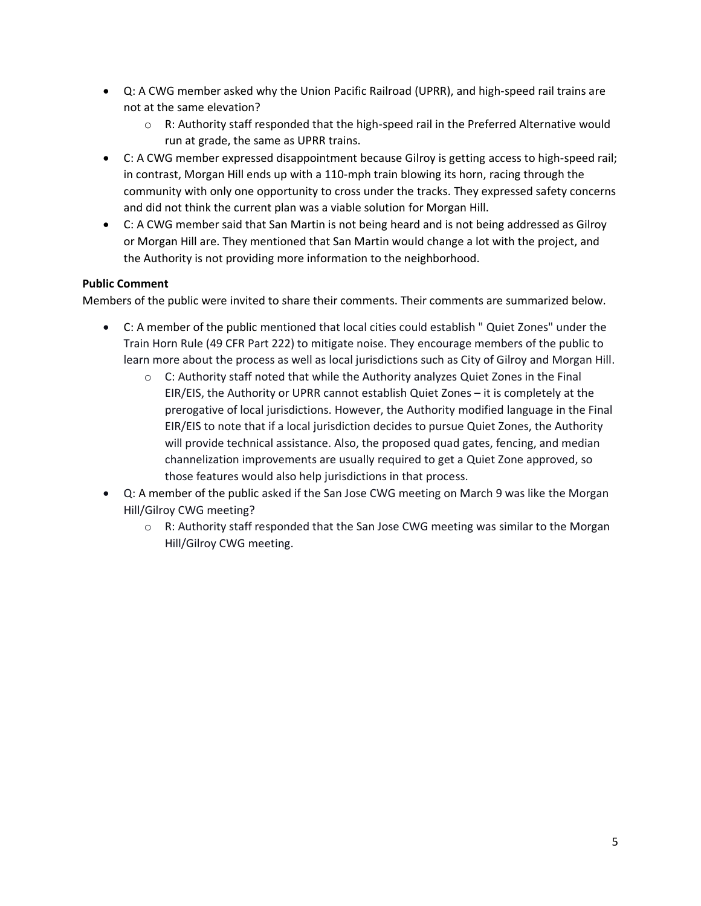- Q: A CWG member asked why the Union Pacific Railroad (UPRR), and high-speed rail trains are not at the same elevation?
    - R: Authority staff responded that the high-speed rail in the Preferred Alternative would run at grade, the same as UPRR trains.
- C: A CWG member expressed disappointment because Gilroy is getting access to high-speed rail; in contrast, Morgan Hill ends up with a 110-mph train blowing its horn, racing through the community with only one opportunity to cross under the tracks. They expressed safety concerns and did not think the current plan was a viable solution for Morgan Hill.
- C: A CWG member said that San Martin is not being heard and is not being addressed as Gilroy or Morgan Hill are. They mentioned that San Martin would change a lot with the project, and the Authority is not providing more information to the neighborhood.

**Public Comment**

Members of the public were invited to share their comments. Their comments are summarized below.

- C: A member of the public mentioned that local cities could establish " Quiet Zones" under the Train Horn Rule (49 CFR Part 222) to mitigate noise. They encourage members of the public to learn more about the process as well as local jurisdictions such as City of Gilroy and Morgan Hill.
    - C: Authority staff noted that while the Authority analyzes Quiet Zones in the Final EIR/EIS, the Authority or UPRR cannot establish Quiet Zones – it is completely at the prerogative of local jurisdictions. However, the Authority modified language in the Final EIR/EIS to note that if a local jurisdiction decides to pursue Quiet Zones, the Authority will provide technical assistance. Also, the proposed quad gates, fencing, and median channelization improvements are usually required to get a Quiet Zone approved, so those features would also help jurisdictions in that process.
- Q: A member of the public asked if the San Jose CWG meeting on March 9 was like the Morgan Hill/Gilroy CWG meeting?
    - R: Authority staff responded that the San Jose CWG meeting was similar to the Morgan Hill/Gilroy CWG meeting.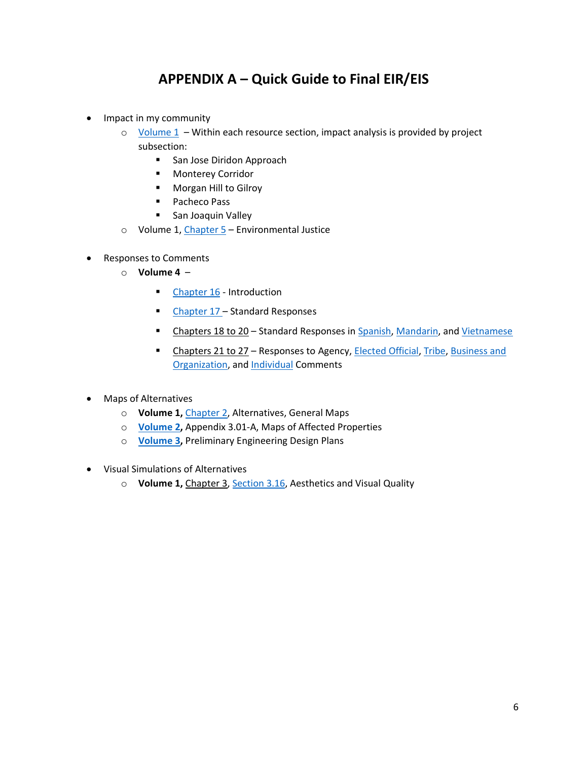# APPENDIX A – Quick Guide to Final EIR/EIS

- Impact in my community
  - Volume 1 – Within each resource section, impact analysis is provided by project subsection:
    - San Jose Diridon Approach
    - Monterey Corridor
    - Morgan Hill to Gilroy
    - Pacheco Pass
    - San Joaquin Valley
  - Volume 1, Chapter 5 – Environmental Justice

- Responses to Comments
  - **Volume 4** –
    - Chapter 16 - Introduction
    - Chapter 17 – Standard Responses
    - Chapters 18 to 20 – Standard Responses in Spanish, Mandarin, and Vietnamese
    - Chapters 21 to 27 – Responses to Agency, Elected Official, Tribe, Business and Organization, and Individual Comments

- Maps of Alternatives
  - **Volume 1,** Chapter 2, Alternatives, General Maps
  - **Volume 2,** Appendix 3.01-A, Maps of Affected Properties
  - **Volume 3,** Preliminary Engineering Design Plans

- Visual Simulations of Alternatives
  - **Volume 1,** Chapter 3, Section 3.16, Aesthetics and Visual Quality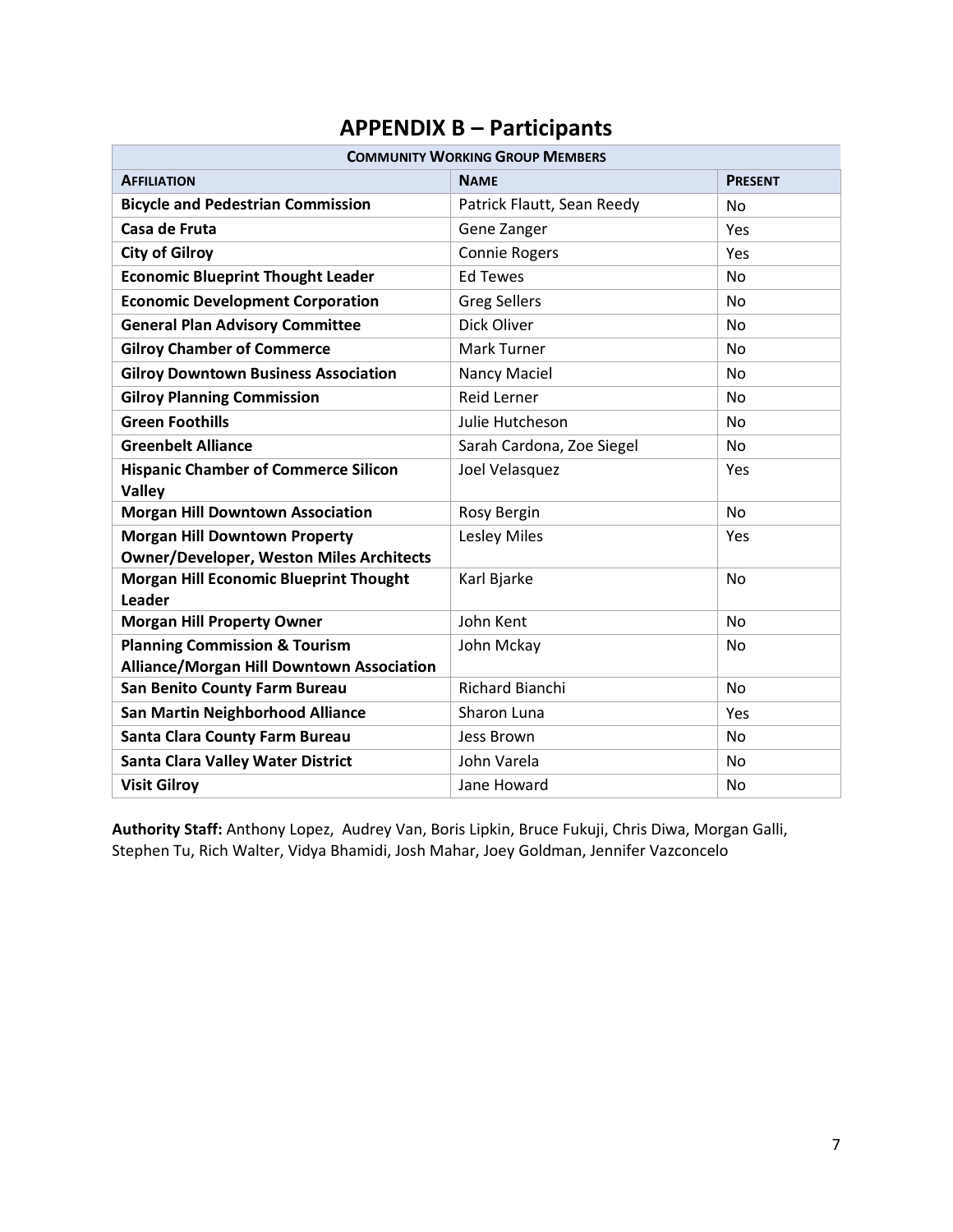# APPENDIX B – Participants

| Community Working Group Members | | |
|---|---|---|
| **Affiliation** | **Name** | **Present** |
| **Bicycle and Pedestrian Commission** | Patrick Flautt, Sean Reedy | No |
| **Casa de Fruta** | Gene Zanger | Yes |
| **City of Gilroy** | Connie Rogers | Yes |
| **Economic Blueprint Thought Leader** | Ed Tewes | No |
| **Economic Development Corporation** | Greg Sellers | No |
| **General Plan Advisory Committee** | Dick Oliver | No |
| **Gilroy Chamber of Commerce** | Mark Turner | No |
| **Gilroy Downtown Business Association** | Nancy Maciel | No |
| **Gilroy Planning Commission** | Reid Lerner | No |
| **Green Foothills** | Julie Hutcheson | No |
| **Greenbelt Alliance** | Sarah Cardona, Zoe Siegel | No |
| **Hispanic Chamber of Commerce Silicon Valley** | Joel Velasquez | Yes |
| **Morgan Hill Downtown Association** | Rosy Bergin | No |
| **Morgan Hill Downtown Property Owner/Developer, Weston Miles Architects** | Lesley Miles | Yes |
| **Morgan Hill Economic Blueprint Thought Leader** | Karl Bjarke | No |
| **Morgan Hill Property Owner** | John Kent | No |
| **Planning Commission & Tourism Alliance/Morgan Hill Downtown Association** | John Mckay | No |
| **San Benito County Farm Bureau** | Richard Bianchi | No |
| **San Martin Neighborhood Alliance** | Sharon Luna | Yes |
| **Santa Clara County Farm Bureau** | Jess Brown | No |
| **Santa Clara Valley Water District** | John Varela | No |
| **Visit Gilroy** | Jane Howard | No |

**Authority Staff:** Anthony Lopez, Audrey Van, Boris Lipkin, Bruce Fukuji, Chris Diwa, Morgan Galli, Stephen Tu, Rich Walter, Vidya Bhamidi, Josh Mahar, Joey Goldman, Jennifer Vazconcelo